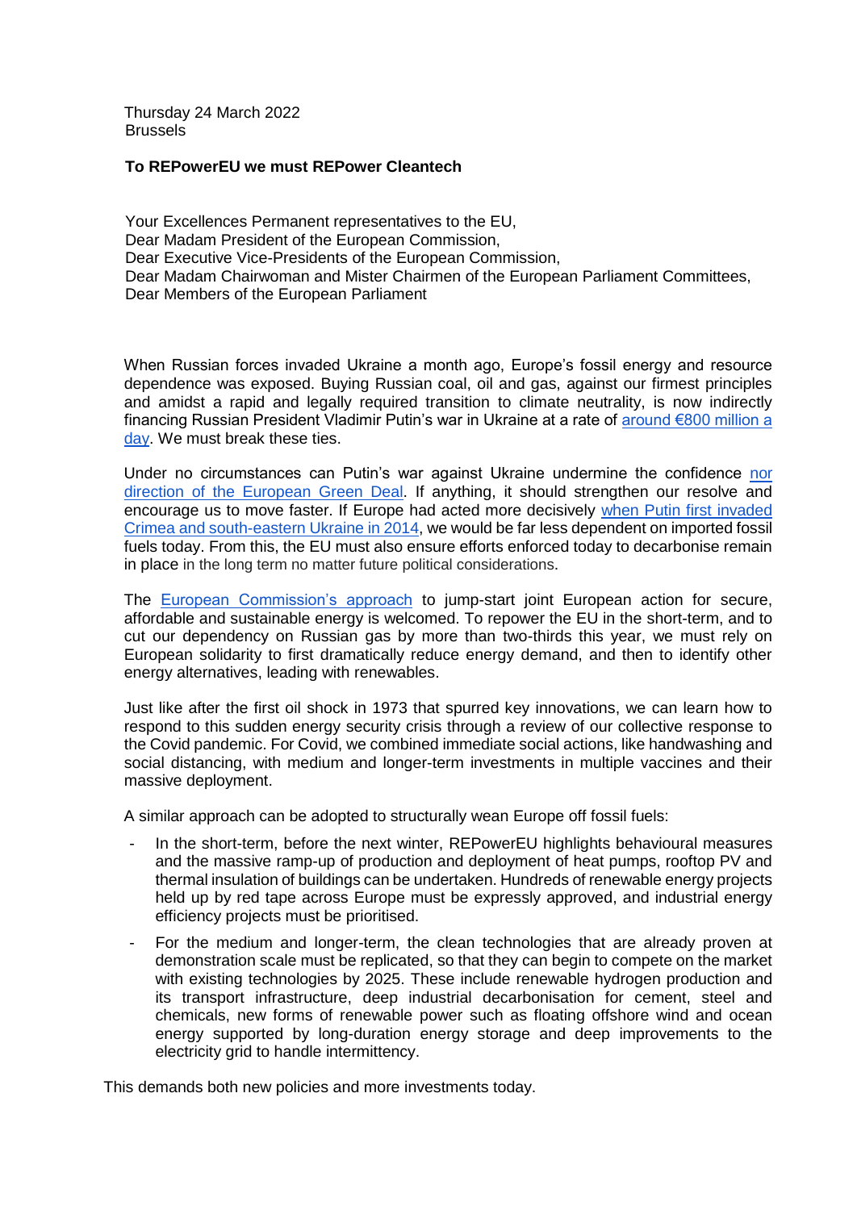Thursday 24 March 2022
Brussels

**To REPowerEU we must REPower Cleantech**

Your Excellences Permanent representatives to the EU,
Dear Madam President of the European Commission,
Dear Executive Vice-Presidents of the European Commission,
Dear Madam Chairwoman and Mister Chairmen of the European Parliament Committees,
Dear Members of the European Parliament

When Russian forces invaded Ukraine a month ago, Europe's fossil energy and resource dependence was exposed. Buying Russian coal, oil and gas, against our firmest principles and amidst a rapid and legally required transition to climate neutrality, is now indirectly financing Russian President Vladimir Putin's war in Ukraine at a rate of around €800 million a day. We must break these ties.

Under no circumstances can Putin's war against Ukraine undermine the confidence nor direction of the European Green Deal. If anything, it should strengthen our resolve and encourage us to move faster. If Europe had acted more decisively when Putin first invaded Crimea and south-eastern Ukraine in 2014, we would be far less dependent on imported fossil fuels today. From this, the EU must also ensure efforts enforced today to decarbonise remain in place in the long term no matter future political considerations.

The European Commission's approach to jump-start joint European action for secure, affordable and sustainable energy is welcomed. To repower the EU in the short-term, and to cut our dependency on Russian gas by more than two-thirds this year, we must rely on European solidarity to first dramatically reduce energy demand, and then to identify other energy alternatives, leading with renewables.

Just like after the first oil shock in 1973 that spurred key innovations, we can learn how to respond to this sudden energy security crisis through a review of our collective response to the Covid pandemic. For Covid, we combined immediate social actions, like handwashing and social distancing, with medium and longer-term investments in multiple vaccines and their massive deployment.

A similar approach can be adopted to structurally wean Europe off fossil fuels:

- In the short-term, before the next winter, REPowerEU highlights behavioural measures and the massive ramp-up of production and deployment of heat pumps, rooftop PV and thermal insulation of buildings can be undertaken. Hundreds of renewable energy projects held up by red tape across Europe must be expressly approved, and industrial energy efficiency projects must be prioritised.
- For the medium and longer-term, the clean technologies that are already proven at demonstration scale must be replicated, so that they can begin to compete on the market with existing technologies by 2025. These include renewable hydrogen production and its transport infrastructure, deep industrial decarbonisation for cement, steel and chemicals, new forms of renewable power such as floating offshore wind and ocean energy supported by long-duration energy storage and deep improvements to the electricity grid to handle intermittency.

This demands both new policies and more investments today.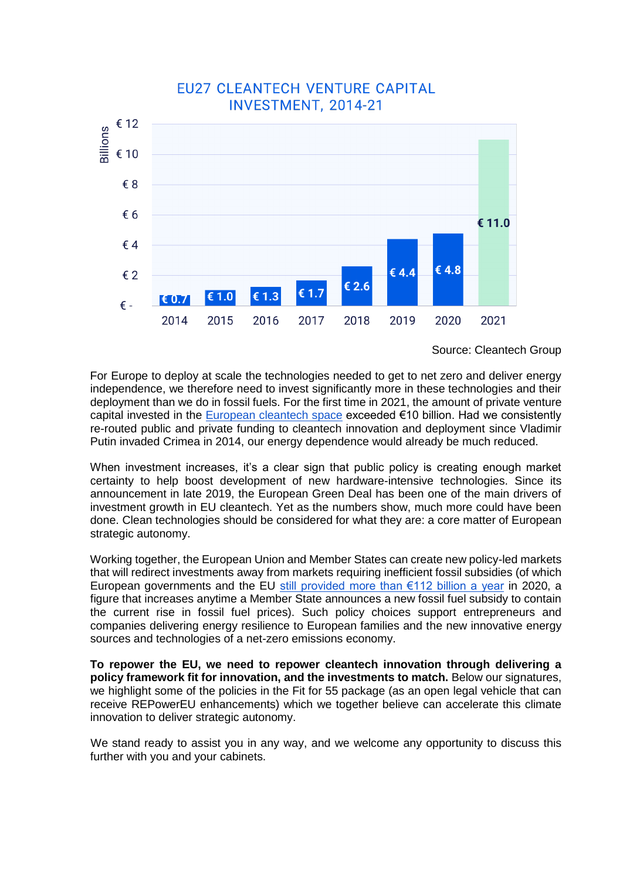**EU27 CLEANTECH VENTURE CAPITAL INVESTMENT, 2014-21**

| Year | Billions |
|---|---|
| 2014 | € 0.7 |
| 2015 | € 1.0 |
| 2016 | € 1.3 |
| 2017 | € 1.7 |
| 2018 | € 2.6 |
| 2019 | € 4.4 |
| 2020 | € 4.8 |
| 2021 | € 11.0 |

Source: Cleantech Group

For Europe to deploy at scale the technologies needed to get to net zero and deliver energy independence, we therefore need to invest significantly more in these technologies and their deployment than we do in fossil fuels. For the first time in 2021, the amount of private venture capital invested in the European cleantech space exceeded €10 billion. Had we consistently re-routed public and private funding to cleantech innovation and deployment since Vladimir Putin invaded Crimea in 2014, our energy dependence would already be much reduced.

When investment increases, it's a clear sign that public policy is creating enough market certainty to help boost development of new hardware-intensive technologies. Since its announcement in late 2019, the European Green Deal has been one of the main drivers of investment growth in EU cleantech. Yet as the numbers show, much more could have been done. Clean technologies should be considered for what they are: a core matter of European strategic autonomy.

Working together, the European Union and Member States can create new policy-led markets that will redirect investments away from markets requiring inefficient fossil subsidies (of which European governments and the EU still provided more than €112 billion a year in 2020, a figure that increases anytime a Member State announces a new fossil fuel subsidy to contain the current rise in fossil fuel prices). Such policy choices support entrepreneurs and companies delivering energy resilience to European families and the new innovative energy sources and technologies of a net-zero emissions economy.

**To repower the EU, we need to repower cleantech innovation through delivering a policy framework fit for innovation, and the investments to match.** Below our signatures, we highlight some of the policies in the Fit for 55 package (as an open legal vehicle that can receive REPowerEU enhancements) which we together believe can accelerate this climate innovation to deliver strategic autonomy.

We stand ready to assist you in any way, and we welcome any opportunity to discuss this further with you and your cabinets.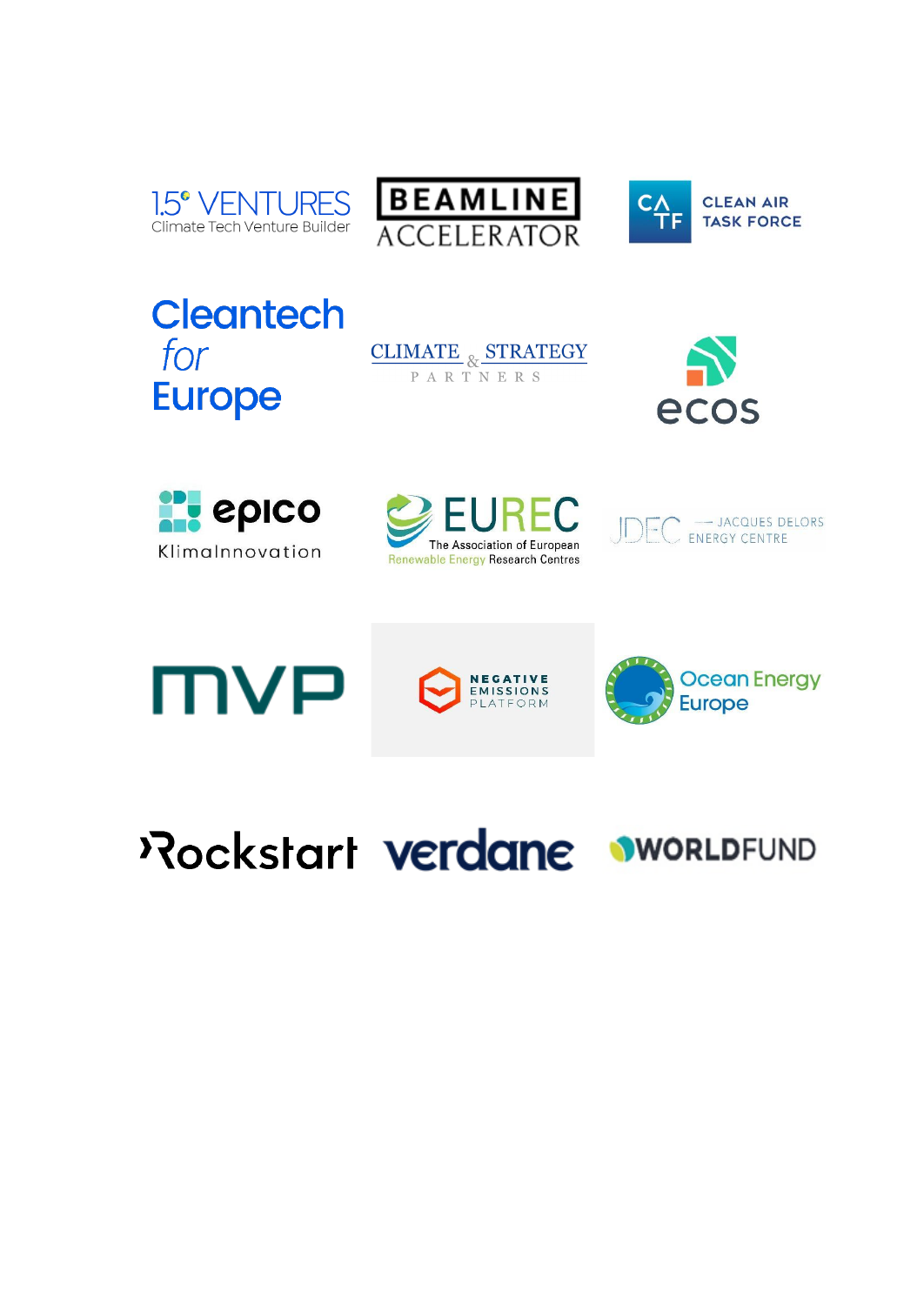1.5° VENTURES
Climate Tech Venture Builder

BEAMLINE ACCELERATOR

CATF CLEAN AIR TASK FORCE

Cleantech for Europe

CLIMATE & STRATEGY PARTNERS

ecos

epico KlimaInnovation

EUREC The Association of European Renewable Energy Research Centres

JDEC JACQUES DELORS ENERGY CENTRE

MVP

NEGATIVE EMISSIONS PLATFORM

Ocean Energy Europe

Rockstart

verdane

WORLDFUND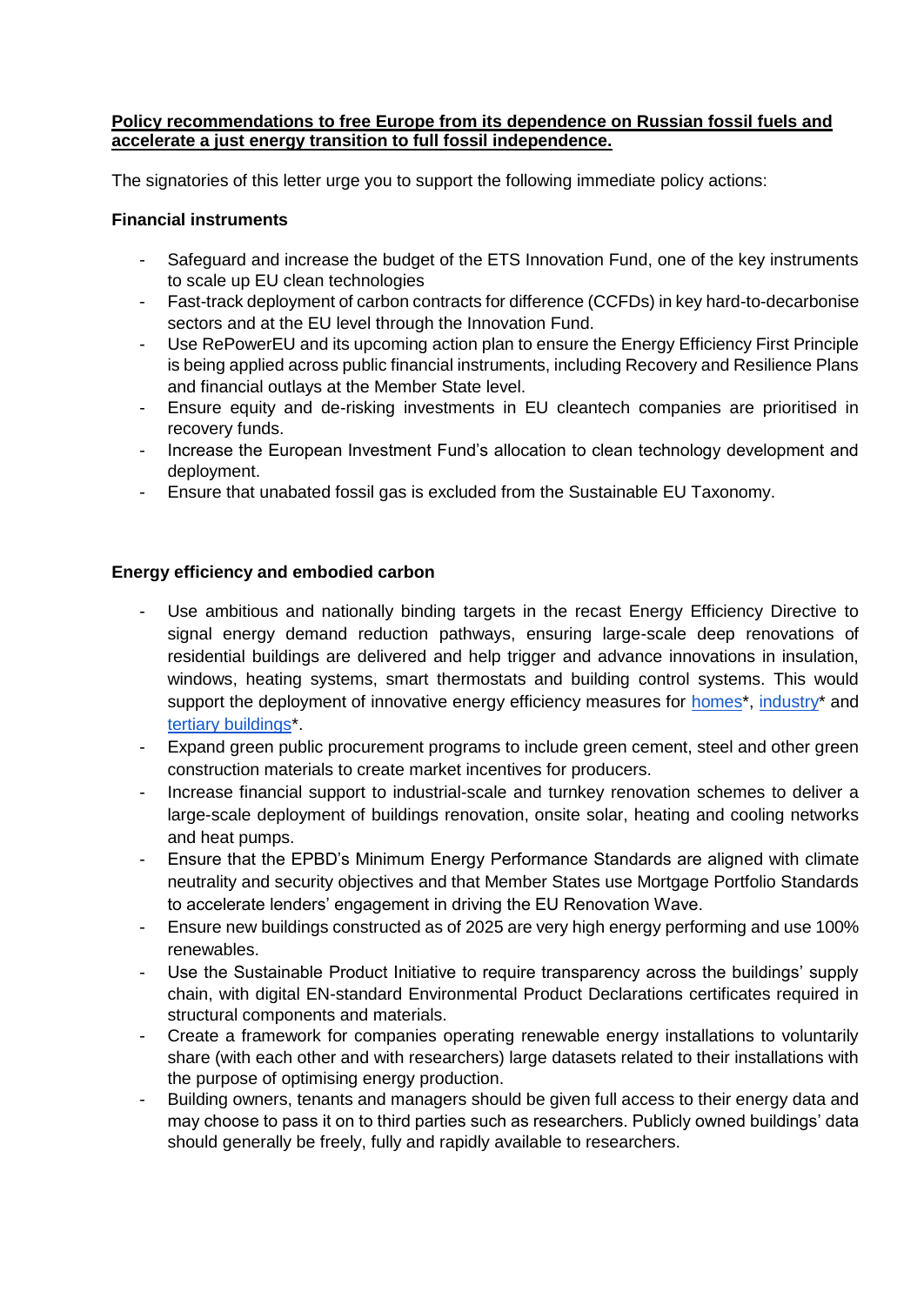**Policy recommendations to free Europe from its dependence on Russian fossil fuels and accelerate a just energy transition to full fossil independence.**

The signatories of this letter urge you to support the following immediate policy actions:

**Financial instruments**

- Safeguard and increase the budget of the ETS Innovation Fund, one of the key instruments to scale up EU clean technologies
- Fast-track deployment of carbon contracts for difference (CCFDs) in key hard-to-decarbonise sectors and at the EU level through the Innovation Fund.
- Use RePowerEU and its upcoming action plan to ensure the Energy Efficiency First Principle is being applied across public financial instruments, including Recovery and Resilience Plans and financial outlays at the Member State level.
- Ensure equity and de-risking investments in EU cleantech companies are prioritised in recovery funds.
- Increase the European Investment Fund's allocation to clean technology development and deployment.
- Ensure that unabated fossil gas is excluded from the Sustainable EU Taxonomy.

**Energy efficiency and embodied carbon**

- Use ambitious and nationally binding targets in the recast Energy Efficiency Directive to signal energy demand reduction pathways, ensuring large-scale deep renovations of residential buildings are delivered and help trigger and advance innovations in insulation, windows, heating systems, smart thermostats and building control systems. This would support the deployment of innovative energy efficiency measures for homes*, industry* and tertiary buildings*.
- Expand green public procurement programs to include green cement, steel and other green construction materials to create market incentives for producers.
- Increase financial support to industrial-scale and turnkey renovation schemes to deliver a large-scale deployment of buildings renovation, onsite solar, heating and cooling networks and heat pumps.
- Ensure that the EPBD's Minimum Energy Performance Standards are aligned with climate neutrality and security objectives and that Member States use Mortgage Portfolio Standards to accelerate lenders' engagement in driving the EU Renovation Wave.
- Ensure new buildings constructed as of 2025 are very high energy performing and use 100% renewables.
- Use the Sustainable Product Initiative to require transparency across the buildings' supply chain, with digital EN-standard Environmental Product Declarations certificates required in structural components and materials.
- Create a framework for companies operating renewable energy installations to voluntarily share (with each other and with researchers) large datasets related to their installations with the purpose of optimising energy production.
- Building owners, tenants and managers should be given full access to their energy data and may choose to pass it on to third parties such as researchers. Publicly owned buildings' data should generally be freely, fully and rapidly available to researchers.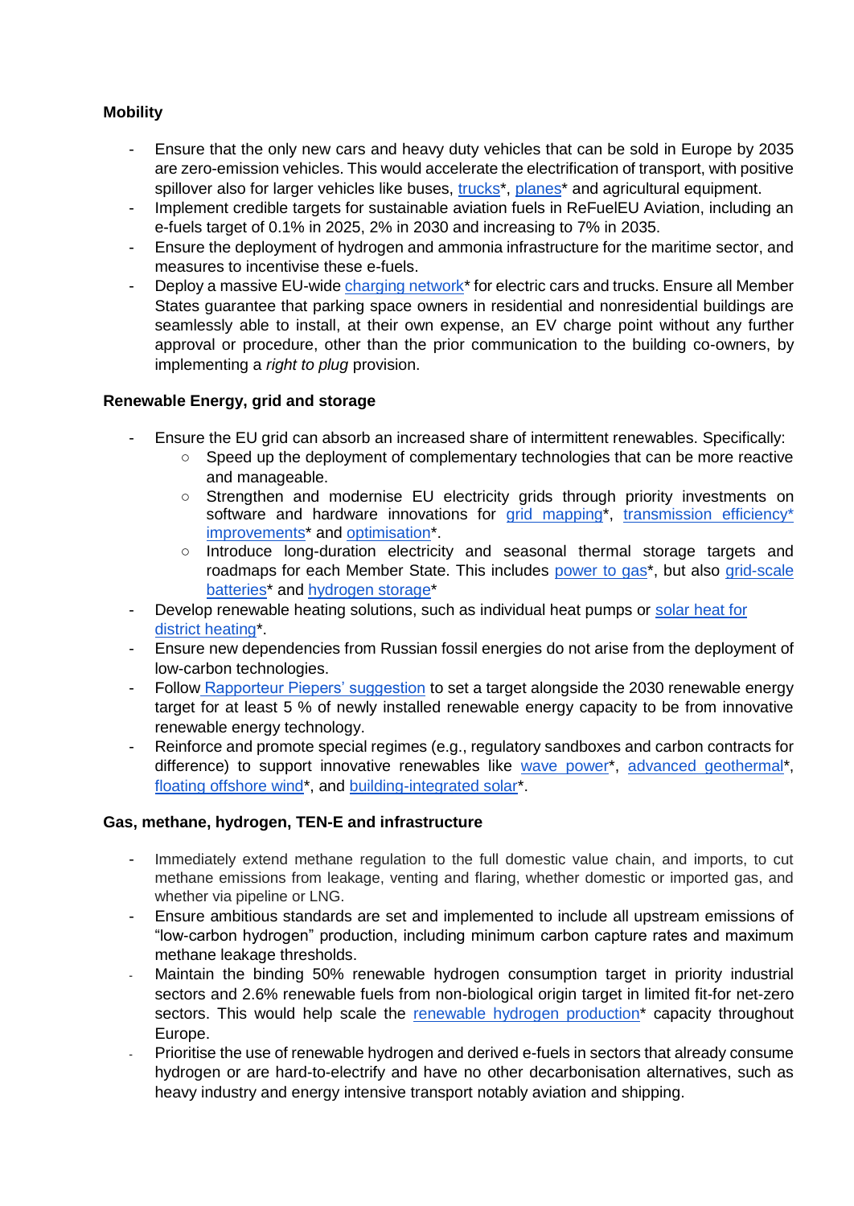**Mobility**

- Ensure that the only new cars and heavy duty vehicles that can be sold in Europe by 2035 are zero-emission vehicles. This would accelerate the electrification of transport, with positive spillover also for larger vehicles like buses, trucks*, planes* and agricultural equipment.
- Implement credible targets for sustainable aviation fuels in ReFuelEU Aviation, including an e-fuels target of 0.1% in 2025, 2% in 2030 and increasing to 7% in 2035.
- Ensure the deployment of hydrogen and ammonia infrastructure for the maritime sector, and measures to incentivise these e-fuels.
- Deploy a massive EU-wide charging network* for electric cars and trucks. Ensure all Member States guarantee that parking space owners in residential and nonresidential buildings are seamlessly able to install, at their own expense, an EV charge point without any further approval or procedure, other than the prior communication to the building co-owners, by implementing a *right to plug* provision.

**Renewable Energy, grid and storage**

- Ensure the EU grid can absorb an increased share of intermittent renewables. Specifically:
  - Speed up the deployment of complementary technologies that can be more reactive and manageable.
  - Strengthen and modernise EU electricity grids through priority investments on software and hardware innovations for grid mapping*, transmission efficiency* improvements* and optimisation*.
  - Introduce long-duration electricity and seasonal thermal storage targets and roadmaps for each Member State. This includes power to gas*, but also grid-scale batteries* and hydrogen storage*
- Develop renewable heating solutions, such as individual heat pumps or solar heat for district heating*.
- Ensure new dependencies from Russian fossil energies do not arise from the deployment of low-carbon technologies.
- Follow Rapporteur Piepers' suggestion to set a target alongside the 2030 renewable energy target for at least 5 % of newly installed renewable energy capacity to be from innovative renewable energy technology.
- Reinforce and promote special regimes (e.g., regulatory sandboxes and carbon contracts for difference) to support innovative renewables like wave power*, advanced geothermal*, floating offshore wind*, and building-integrated solar*.

**Gas, methane, hydrogen, TEN-E and infrastructure**

- Immediately extend methane regulation to the full domestic value chain, and imports, to cut methane emissions from leakage, venting and flaring, whether domestic or imported gas, and whether via pipeline or LNG.
- Ensure ambitious standards are set and implemented to include all upstream emissions of "low-carbon hydrogen" production, including minimum carbon capture rates and maximum methane leakage thresholds.
- Maintain the binding 50% renewable hydrogen consumption target in priority industrial sectors and 2.6% renewable fuels from non-biological origin target in limited fit-for net-zero sectors. This would help scale the renewable hydrogen production* capacity throughout Europe.
- Prioritise the use of renewable hydrogen and derived e-fuels in sectors that already consume hydrogen or are hard-to-electrify and have no other decarbonisation alternatives, such as heavy industry and energy intensive transport notably aviation and shipping.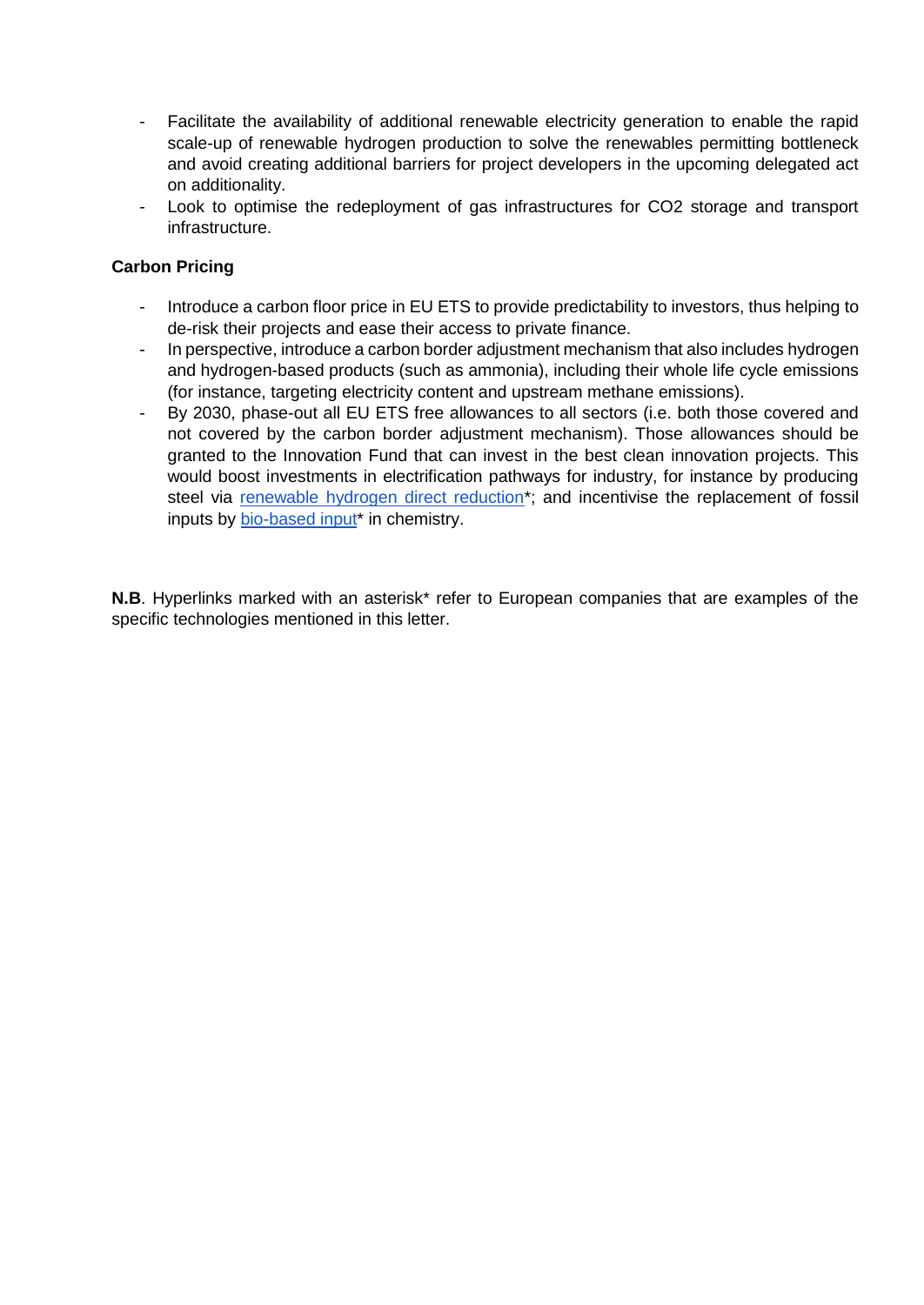- Facilitate the availability of additional renewable electricity generation to enable the rapid scale-up of renewable hydrogen production to solve the renewables permitting bottleneck and avoid creating additional barriers for project developers in the upcoming delegated act on additionality.
- Look to optimise the redeployment of gas infrastructures for CO2 storage and transport infrastructure.

**Carbon Pricing**

- Introduce a carbon floor price in EU ETS to provide predictability to investors, thus helping to de-risk their projects and ease their access to private finance.
- In perspective, introduce a carbon border adjustment mechanism that also includes hydrogen and hydrogen-based products (such as ammonia), including their whole life cycle emissions (for instance, targeting electricity content and upstream methane emissions).
- By 2030, phase-out all EU ETS free allowances to all sectors (i.e. both those covered and not covered by the carbon border adjustment mechanism). Those allowances should be granted to the Innovation Fund that can invest in the best clean innovation projects. This would boost investments in electrification pathways for industry, for instance by producing steel via renewable hydrogen direct reduction*; and incentivise the replacement of fossil inputs by bio-based input* in chemistry.

**N.B**. Hyperlinks marked with an asterisk* refer to European companies that are examples of the specific technologies mentioned in this letter.